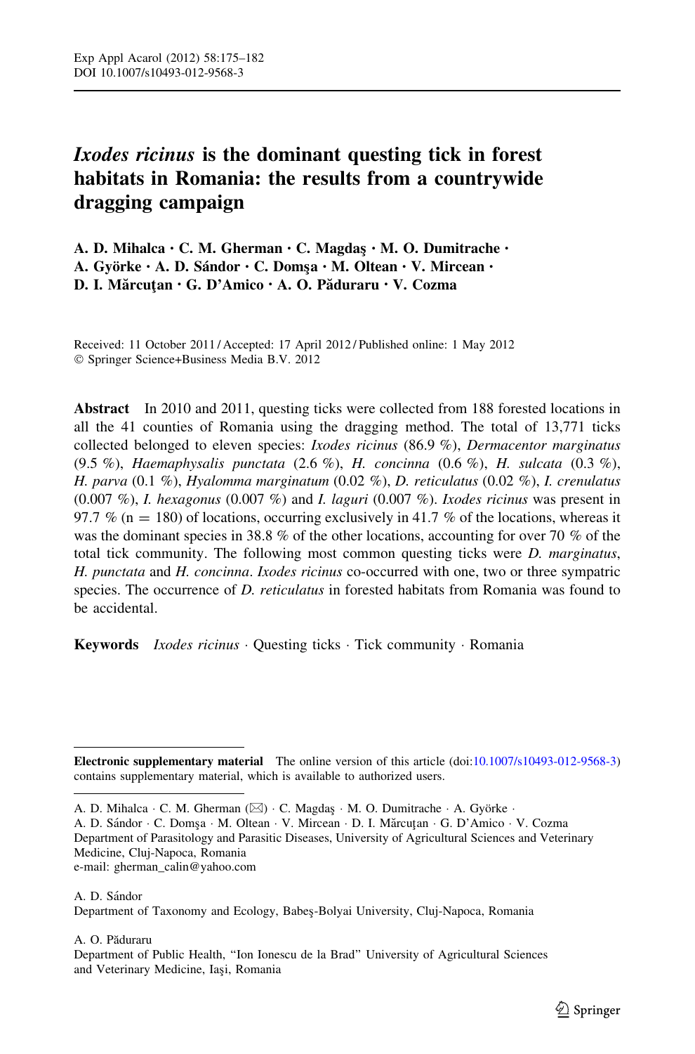# *Ixodes ricinus* is the dominant questing tick in forest habitats in Romania: the results from a countrywide dragging campaign

**A. D. Mihalca · C. M. Gherman · C. Magdaş · M. O. Dumitrache · A. Györke · A. D. Sándor · C. Domşa · M. Oltean · V. Mircean · D. I. Mărcuţan · G. D'Amico · A. O. Păduraru · V. Cozma**

Received: 11 October 2011 / Accepted: 17 April 2012 / Published online: 1 May 2012
© Springer Science+Business Media B.V. 2012

**Abstract** In 2010 and 2011, questing ticks were collected from 188 forested locations in all the 41 counties of Romania using the dragging method. The total of 13,771 ticks collected belonged to eleven species: *Ixodes ricinus* (86.9 %), *Dermacentor marginatus* (9.5 %), *Haemaphysalis punctata* (2.6 %), *H. concinna* (0.6 %), *H. sulcata* (0.3 %), *H. parva* (0.1 %), *Hyalomma marginatum* (0.02 %), *D. reticulatus* (0.02 %), *I. crenulatus* (0.007 %), *I. hexagonus* (0.007 %) and *I. laguri* (0.007 %). *Ixodes ricinus* was present in 97.7 % (n = 180) of locations, occurring exclusively in 41.7 % of the locations, whereas it was the dominant species in 38.8 % of the other locations, accounting for over 70 % of the total tick community. The following most common questing ticks were *D. marginatus*, *H. punctata* and *H. concinna*. *Ixodes ricinus* co-occurred with one, two or three sympatric species. The occurrence of *D. reticulatus* in forested habitats from Romania was found to be accidental.

**Keywords** *Ixodes ricinus* · Questing ticks · Tick community · Romania

---

**Electronic supplementary material** The online version of this article (doi:10.1007/s10493-012-9568-3) contains supplementary material, which is available to authorized users.

---

A. D. Mihalca · C. M. Gherman (✉) · C. Magdaş · M. O. Dumitrache · A. Györke · A. D. Sándor · C. Domşa · M. Oltean · V. Mircean · D. I. Mărcuţan · G. D'Amico · V. Cozma
Department of Parasitology and Parasitic Diseases, University of Agricultural Sciences and Veterinary Medicine, Cluj-Napoca, Romania
e-mail: gherman_calin@yahoo.com

A. D. Sándor
Department of Taxonomy and Ecology, Babeş-Bolyai University, Cluj-Napoca, Romania

A. O. Păduraru
Department of Public Health, "Ion Ionescu de la Brad" University of Agricultural Sciences and Veterinary Medicine, Iaşi, Romania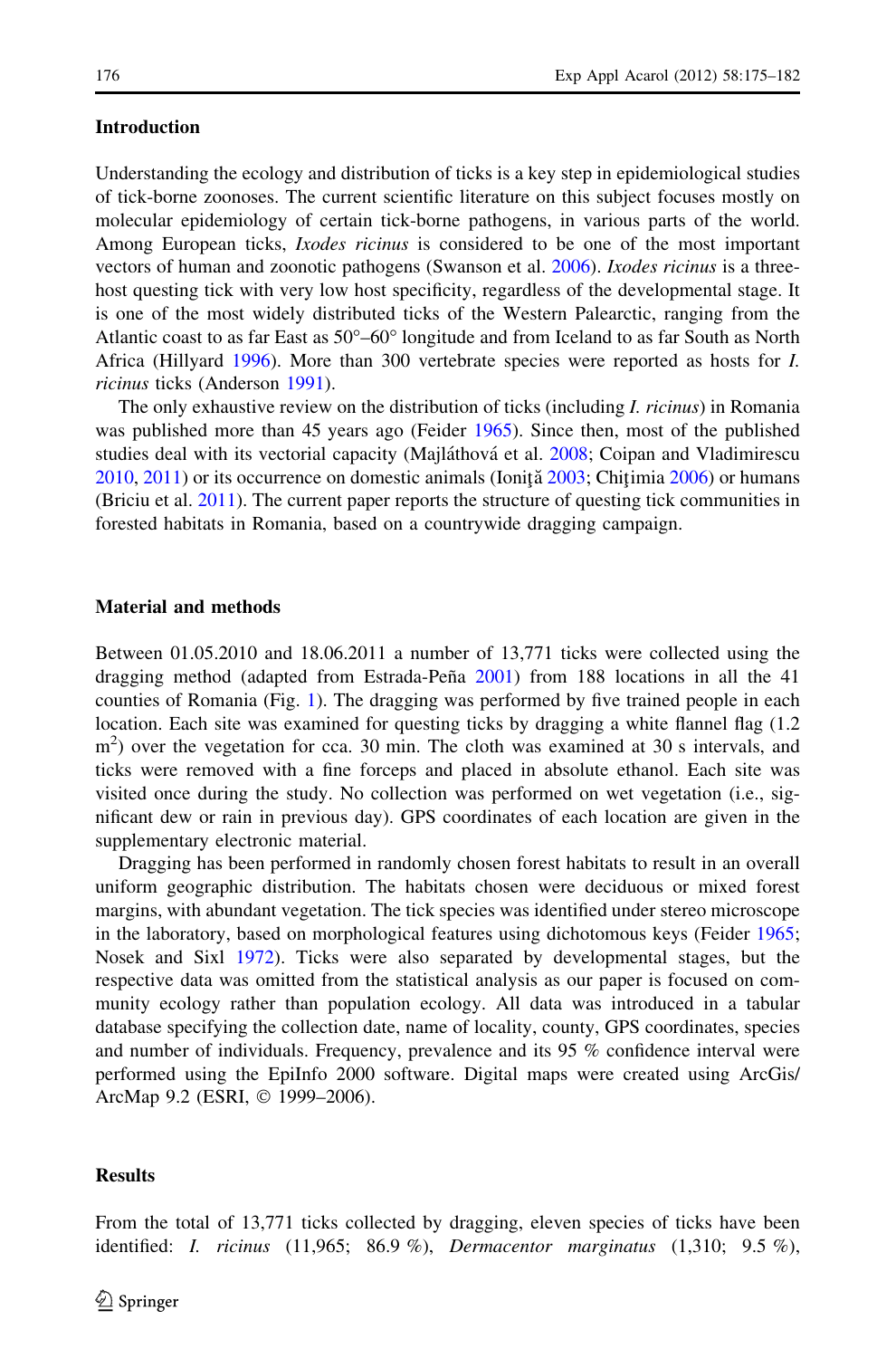## Introduction

Understanding the ecology and distribution of ticks is a key step in epidemiological studies of tick-borne zoonoses. The current scientific literature on this subject focuses mostly on molecular epidemiology of certain tick-borne pathogens, in various parts of the world. Among European ticks, *Ixodes ricinus* is considered to be one of the most important vectors of human and zoonotic pathogens (Swanson et al. 2006). *Ixodes ricinus* is a three-host questing tick with very low host specificity, regardless of the developmental stage. It is one of the most widely distributed ticks of the Western Palearctic, ranging from the Atlantic coast to as far East as 50°–60° longitude and from Iceland to as far South as North Africa (Hillyard 1996). More than 300 vertebrate species were reported as hosts for *I. ricinus* ticks (Anderson 1991).

The only exhaustive review on the distribution of ticks (including *I. ricinus*) in Romania was published more than 45 years ago (Feider 1965). Since then, most of the published studies deal with its vectorial capacity (Majláthová et al. 2008; Coipan and Vladimirescu 2010, 2011) or its occurrence on domestic animals (Ioniţă 2003; Chiţimia 2006) or humans (Briciu et al. 2011). The current paper reports the structure of questing tick communities in forested habitats in Romania, based on a countrywide dragging campaign.

## Material and methods

Between 01.05.2010 and 18.06.2011 a number of 13,771 ticks were collected using the dragging method (adapted from Estrada-Peña 2001) from 188 locations in all the 41 counties of Romania (Fig. 1). The dragging was performed by five trained people in each location. Each site was examined for questing ticks by dragging a white flannel flag (1.2 $m^2$) over the vegetation for cca. 30 min. The cloth was examined at 30 s intervals, and ticks were removed with a fine forceps and placed in absolute ethanol. Each site was visited once during the study. No collection was performed on wet vegetation (i.e., significant dew or rain in previous day). GPS coordinates of each location are given in the supplementary electronic material.

Dragging has been performed in randomly chosen forest habitats to result in an overall uniform geographic distribution. The habitats chosen were deciduous or mixed forest margins, with abundant vegetation. The tick species was identified under stereo microscope in the laboratory, based on morphological features using dichotomous keys (Feider 1965; Nosek and Sixl 1972). Ticks were also separated by developmental stages, but the respective data was omitted from the statistical analysis as our paper is focused on community ecology rather than population ecology. All data was introduced in a tabular database specifying the collection date, name of locality, county, GPS coordinates, species and number of individuals. Frequency, prevalence and its 95 % confidence interval were performed using the EpiInfo 2000 software. Digital maps were created using ArcGis/ArcMap 9.2 (ESRI, © 1999–2006).

## Results

From the total of 13,771 ticks collected by dragging, eleven species of ticks have been identified: *I. ricinus* (11,965; 86.9 %), *Dermacentor marginatus* (1,310; 9.5 %),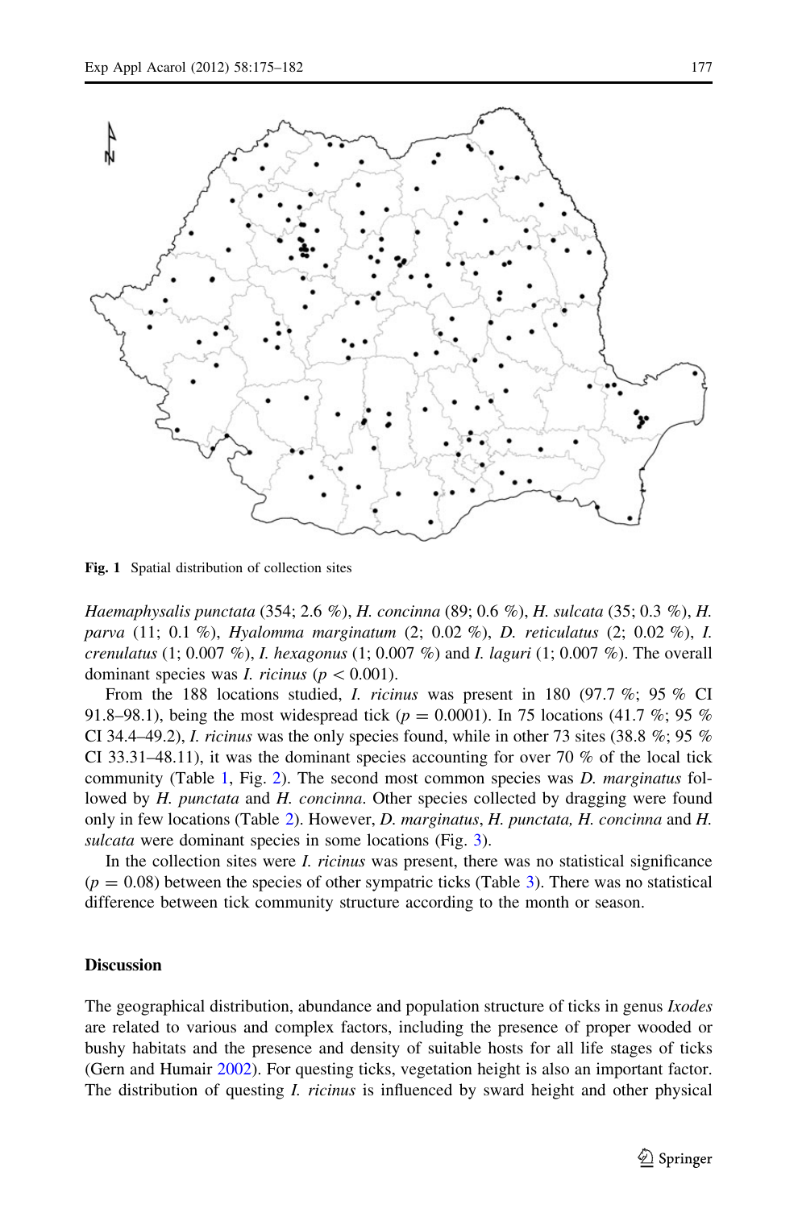Fig. 1 Spatial distribution of collection sites

*Haemaphysalis punctata* (354; 2.6 %), *H. concinna* (89; 0.6 %), *H. sulcata* (35; 0.3 %), *H. parva* (11; 0.1 %), *Hyalomma marginatum* (2; 0.02 %), *D. reticulatus* (2; 0.02 %), *I. crenulatus* (1; 0.007 %), *I. hexagonus* (1; 0.007 %) and *I. laguri* (1; 0.007 %). The overall dominant species was *I. ricinus* ($p < 0.001$).

From the 188 locations studied, *I. ricinus* was present in 180 (97.7 %; 95 % CI 91.8–98.1), being the most widespread tick ($p = 0.0001$). In 75 locations (41.7 %; 95 % CI 34.4–49.2), *I. ricinus* was the only species found, while in other 73 sites (38.8 %; 95 % CI 33.31–48.11), it was the dominant species accounting for over 70 % of the local tick community (Table 1, Fig. 2). The second most common species was *D. marginatus* followed by *H. punctata* and *H. concinna*. Other species collected by dragging were found only in few locations (Table 2). However, *D. marginatus*, *H. punctata, H. concinna* and *H. sulcata* were dominant species in some locations (Fig. 3).

In the collection sites were *I. ricinus* was present, there was no statistical significance ($p = 0.08$) between the species of other sympatric ticks (Table 3). There was no statistical difference between tick community structure according to the month or season.

## Discussion

The geographical distribution, abundance and population structure of ticks in genus *Ixodes* are related to various and complex factors, including the presence of proper wooded or bushy habitats and the presence and density of suitable hosts for all life stages of ticks (Gern and Humair 2002). For questing ticks, vegetation height is also an important factor. The distribution of questing *I. ricinus* is influenced by sward height and other physical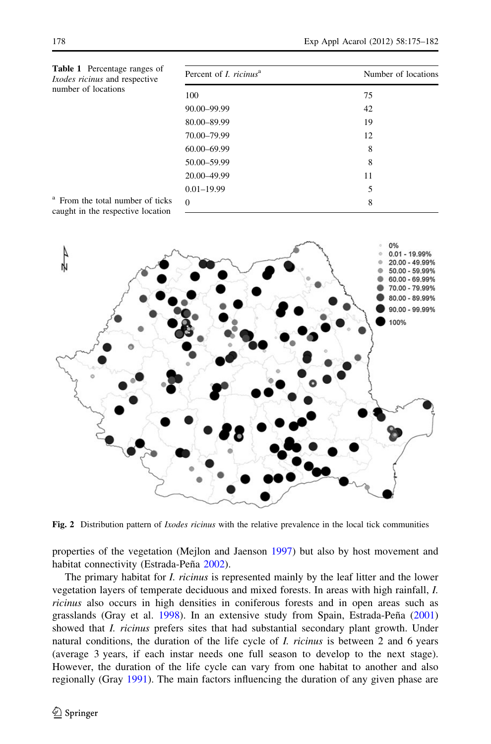**Table 1** Percentage ranges of *Ixodes ricinus* and respective number of locations

| Percent of *I. ricinus*[a] | Number of locations |
|---|---|
| 100 | 75 |
| 90.00–99.99 | 42 |
| 80.00–89.99 | 19 |
| 70.00–79.99 | 12 |
| 60.00–69.99 | 8 |
| 50.00–59.99 | 8 |
| 20.00–49.99 | 11 |
| 0.01–19.99 | 5 |
| 0 | 8 |

[a] From the total number of ticks caught in the respective location

**Fig. 2** Distribution pattern of *Ixodes ricinus* with the relative prevalence in the local tick communities

properties of the vegetation (Mejlon and Jaenson 1997) but also by host movement and habitat connectivity (Estrada-Peña 2002).

The primary habitat for *I. ricinus* is represented mainly by the leaf litter and the lower vegetation layers of temperate deciduous and mixed forests. In areas with high rainfall, *I. ricinus* also occurs in high densities in coniferous forests and in open areas such as grasslands (Gray et al. 1998). In an extensive study from Spain, Estrada-Peña (2001) showed that *I. ricinus* prefers sites that had substantial secondary plant growth. Under natural conditions, the duration of the life cycle of *I. ricinus* is between 2 and 6 years (average 3 years, if each instar needs one full season to develop to the next stage). However, the duration of the life cycle can vary from one habitat to another and also regionally (Gray 1991). The main factors influencing the duration of any given phase are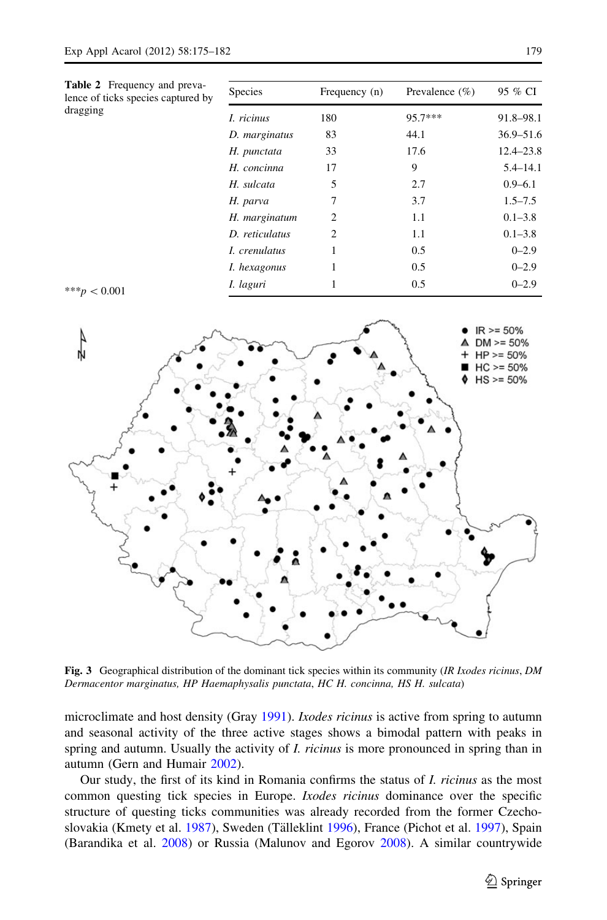**Table 2** Frequency and prevalence of ticks species captured by dragging

| Species | Frequency (n) | Prevalence (%) | 95 % CI |
|---|---|---|---|
| *I. ricinus* | 180 | 95.7*** | 91.8–98.1 |
| *D. marginatus* | 83 | 44.1 | 36.9–51.6 |
| *H. punctata* | 33 | 17.6 | 12.4–23.8 |
| *H. concinna* | 17 | 9 | 5.4–14.1 |
| *H. sulcata* | 5 | 2.7 | 0.9–6.1 |
| *H. parva* | 7 | 3.7 | 1.5–7.5 |
| *H. marginatum* | 2 | 1.1 | 0.1–3.8 |
| *D. reticulatus* | 2 | 1.1 | 0.1–3.8 |
| *I. crenulatus* | 1 | 0.5 | 0–2.9 |
| *I. hexagonus* | 1 | 0.5 | 0–2.9 |
| *I. laguri* | 1 | 0.5 | 0–2.9 |

***$p < 0.001$

**Fig. 3** Geographical distribution of the dominant tick species within its community (*IR Ixodes ricinus*, *DM Dermacentor marginatus, HP Haemaphysalis punctata, HC H. concinna, HS H. sulcata*)

microclimate and host density (Gray 1991). *Ixodes ricinus* is active from spring to autumn and seasonal activity of the three active stages shows a bimodal pattern with peaks in spring and autumn. Usually the activity of *I. ricinus* is more pronounced in spring than in autumn (Gern and Humair 2002).

Our study, the first of its kind in Romania confirms the status of *I. ricinus* as the most common questing tick species in Europe. *Ixodes ricinus* dominance over the specific structure of questing ticks communities was already recorded from the former Czechoslovakia (Kmety et al. 1987), Sweden (Tälleklint 1996), France (Pichot et al. 1997), Spain (Barandika et al. 2008) or Russia (Malunov and Egorov 2008). A similar countrywide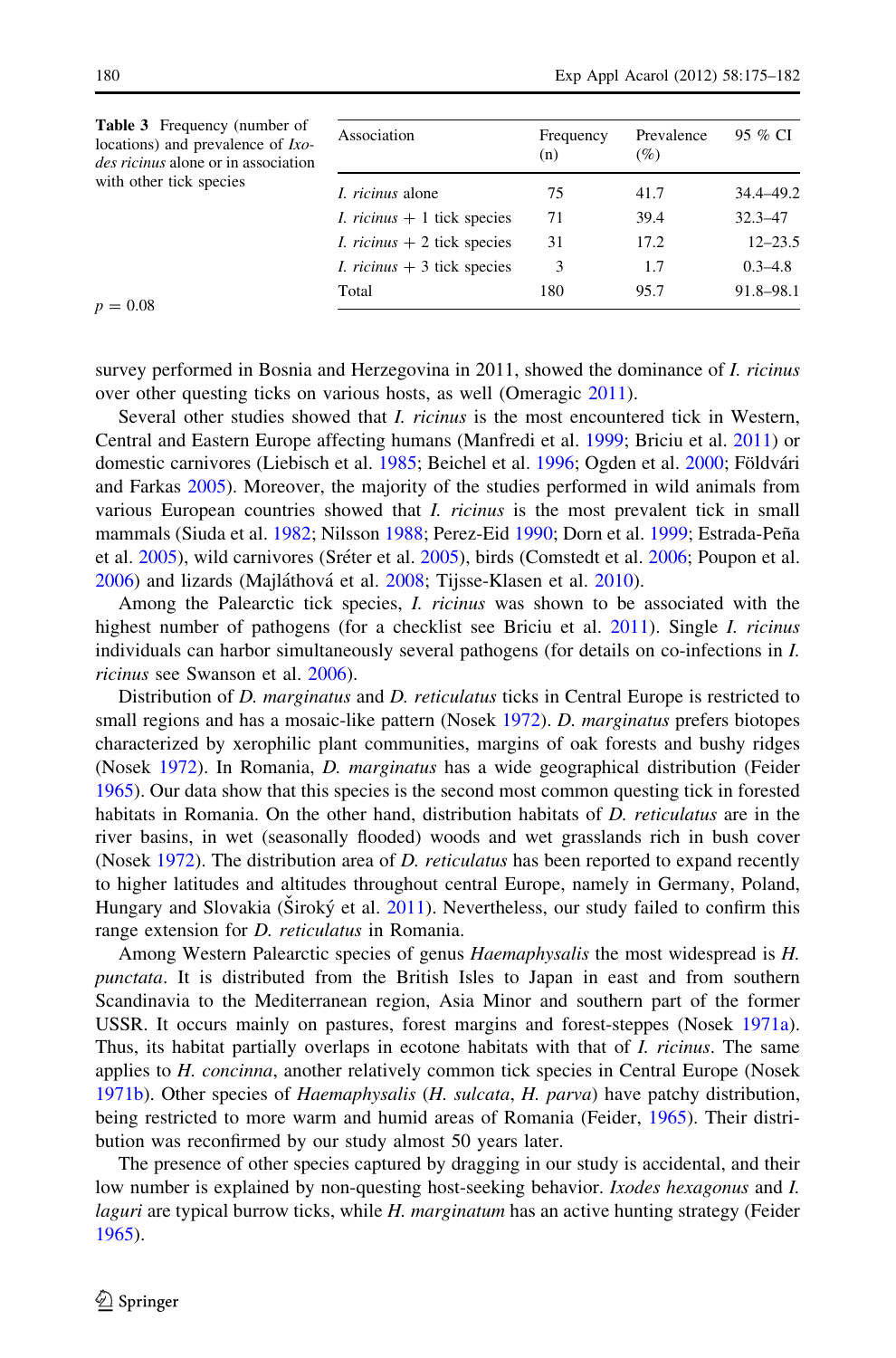**Table 3** Frequency (number of locations) and prevalence of *Ixodes ricinus* alone or in association with other tick species

| Association | Frequency (n) | Prevalence (%) | 95 % CI |
|---|---|---|---|
| *I. ricinus* alone | 75 | 41.7 | 34.4–49.2 |
| *I. ricinus* + 1 tick species | 71 | 39.4 | 32.3–47 |
| *I. ricinus* + 2 tick species | 31 | 17.2 | 12–23.5 |
| *I. ricinus* + 3 tick species | 3 | 1.7 | 0.3–4.8 |
| Total | 180 | 95.7 | 91.8–98.1 |

$p = 0.08$

survey performed in Bosnia and Herzegovina in 2011, showed the dominance of *I. ricinus* over other questing ticks on various hosts, as well (Omeragic 2011).

Several other studies showed that *I. ricinus* is the most encountered tick in Western, Central and Eastern Europe affecting humans (Manfredi et al. 1999; Briciu et al. 2011) or domestic carnivores (Liebisch et al. 1985; Beichel et al. 1996; Ogden et al. 2000; Földvári and Farkas 2005). Moreover, the majority of the studies performed in wild animals from various European countries showed that *I. ricinus* is the most prevalent tick in small mammals (Siuda et al. 1982; Nilsson 1988; Perez-Eid 1990; Dorn et al. 1999; Estrada-Peña et al. 2005), wild carnivores (Sréter et al. 2005), birds (Comstedt et al. 2006; Poupon et al. 2006) and lizards (Majláthová et al. 2008; Tijsse-Klasen et al. 2010).

Among the Palearctic tick species, *I. ricinus* was shown to be associated with the highest number of pathogens (for a checklist see Briciu et al. 2011). Single *I. ricinus* individuals can harbor simultaneously several pathogens (for details on co-infections in *I. ricinus* see Swanson et al. 2006).

Distribution of *D. marginatus* and *D. reticulatus* ticks in Central Europe is restricted to small regions and has a mosaic-like pattern (Nosek 1972). *D. marginatus* prefers biotopes characterized by xerophilic plant communities, margins of oak forests and bushy ridges (Nosek 1972). In Romania, *D. marginatus* has a wide geographical distribution (Feider 1965). Our data show that this species is the second most common questing tick in forested habitats in Romania. On the other hand, distribution habitats of *D. reticulatus* are in the river basins, in wet (seasonally flooded) woods and wet grasslands rich in bush cover (Nosek 1972). The distribution area of *D. reticulatus* has been reported to expand recently to higher latitudes and altitudes throughout central Europe, namely in Germany, Poland, Hungary and Slovakia (Široký et al. 2011). Nevertheless, our study failed to confirm this range extension for *D. reticulatus* in Romania.

Among Western Palearctic species of genus *Haemaphysalis* the most widespread is *H. punctata*. It is distributed from the British Isles to Japan in east and from southern Scandinavia to the Mediterranean region, Asia Minor and southern part of the former USSR. It occurs mainly on pastures, forest margins and forest-steppes (Nosek 1971a). Thus, its habitat partially overlaps in ecotone habitats with that of *I. ricinus*. The same applies to *H. concinna*, another relatively common tick species in Central Europe (Nosek 1971b). Other species of *Haemaphysalis* (*H. sulcata*, *H. parva*) have patchy distribution, being restricted to more warm and humid areas of Romania (Feider, 1965). Their distribution was reconfirmed by our study almost 50 years later.

The presence of other species captured by dragging in our study is accidental, and their low number is explained by non-questing host-seeking behavior. *Ixodes hexagonus* and *I. laguri* are typical burrow ticks, while *H. marginatum* has an active hunting strategy (Feider 1965).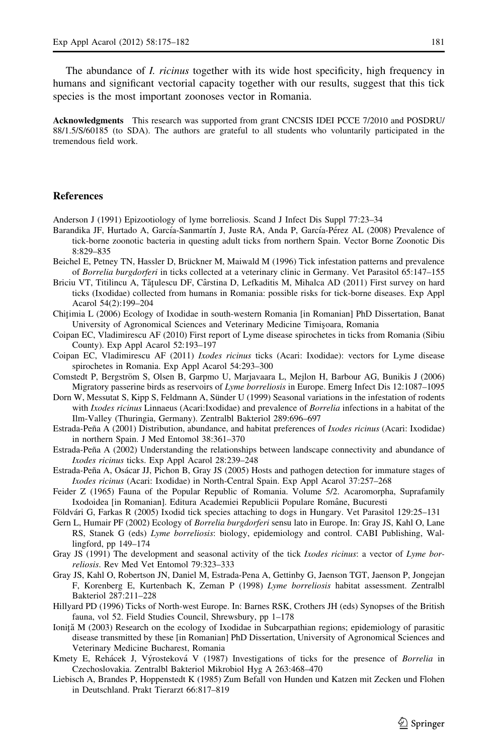The abundance of *I. ricinus* together with its wide host specificity, high frequency in humans and significant vectorial capacity together with our results, suggest that this tick species is the most important zoonoses vector in Romania.

**Acknowledgments** This research was supported from grant CNCSIS IDEI PCCE 7/2010 and POSDRU/88/1.5/S/60185 (to SDA). The authors are grateful to all students who voluntarily participated in the tremendous field work.

## References

Anderson J (1991) Epizootiology of lyme borreliosis. Scand J Infect Dis Suppl 77:23–34

Barandika JF, Hurtado A, García-Sanmartín J, Juste RA, Anda P, García-Pérez AL (2008) Prevalence of tick-borne zoonotic bacteria in questing adult ticks from northern Spain. Vector Borne Zoonotic Dis 8:829–835

Beichel E, Petney TN, Hassler D, Brückner M, Maiwald M (1996) Tick infestation patterns and prevalence of *Borrelia burgdorferi* in ticks collected at a veterinary clinic in Germany. Vet Parasitol 65:147–155

Briciu VT, Titilincu A, Tăţulescu DF, Cârstina D, Lefkaditis M, Mihalca AD (2011) First survey on hard ticks (Ixodidae) collected from humans in Romania: possible risks for tick-borne diseases. Exp Appl Acarol 54(2):199–204

Chiţimia L (2006) Ecology of Ixodidae in south-western Romania [in Romanian] PhD Dissertation, Banat University of Agronomical Sciences and Veterinary Medicine Timişoara, Romania

Coipan EC, Vladimirescu AF (2010) First report of Lyme disease spirochetes in ticks from Romania (Sibiu County). Exp Appl Acarol 52:193–197

Coipan EC, Vladimirescu AF (2011) *Ixodes ricinus* ticks (Acari: Ixodidae): vectors for Lyme disease spirochetes in Romania. Exp Appl Acarol 54:293–300

Comstedt P, Bergström S, Olsen B, Garpmo U, Marjavaara L, Mejlon H, Barbour AG, Bunikis J (2006) Migratory passerine birds as reservoirs of *Lyme borreliosis* in Europe. Emerg Infect Dis 12:1087–1095

Dorn W, Messutat S, Kipp S, Feldmann A, Sünder U (1999) Seasonal variations in the infestation of rodents with *Ixodes ricinus* Linnaeus (Acari:Ixodidae) and prevalence of *Borrelia* infections in a habitat of the Ilm-Valley (Thuringia, Germany). Zentralbl Bakteriol 289:696–697

Estrada-Peña A (2001) Distribution, abundance, and habitat preferences of *Ixodes ricinus* (Acari: Ixodidae) in northern Spain. J Med Entomol 38:361–370

Estrada-Peña A (2002) Understanding the relationships between landscape connectivity and abundance of *Ixodes ricinus* ticks. Exp Appl Acarol 28:239–248

Estrada-Peña A, Osácar JJ, Pichon B, Gray JS (2005) Hosts and pathogen detection for immature stages of *Ixodes ricinus* (Acari: Ixodidae) in North-Central Spain. Exp Appl Acarol 37:257–268

Feider Z (1965) Fauna of the Popular Republic of Romania. Volume 5/2. Acaromorpha, Suprafamily Ixodoidea [in Romanian]. Editura Academiei Republicii Populare Române, Bucuresti

Földvári G, Farkas R (2005) Ixodid tick species attaching to dogs in Hungary. Vet Parasitol 129:25–131

Gern L, Humair PF (2002) Ecology of *Borrelia burgdorferi* sensu lato in Europe. In: Gray JS, Kahl O, Lane RS, Stanek G (eds) *Lyme borreliosis*: biology, epidemiology and control. CABI Publishing, Wallingford, pp 149–174

Gray JS (1991) The development and seasonal activity of the tick *Ixodes ricinus*: a vector of *Lyme borreliosis*. Rev Med Vet Entomol 79:323–333

Gray JS, Kahl O, Robertson JN, Daniel M, Estrada-Pena A, Gettinby G, Jaenson TGT, Jaenson P, Jongejan F, Korenberg E, Kurtenbach K, Zeman P (1998) *Lyme borreliosis* habitat assessment. Zentralbl Bakteriol 287:211–228

Hillyard PD (1996) Ticks of North-west Europe. In: Barnes RSK, Crothers JH (eds) Synopses of the British fauna, vol 52. Field Studies Council, Shrewsbury, pp 1–178

Ioniţă M (2003) Research on the ecology of Ixodidae in Subcarpathian regions; epidemiology of parasitic disease transmitted by these [in Romanian] PhD Dissertation, University of Agronomical Sciences and Veterinary Medicine Bucharest, Romania

Kmety E, Rehácek J, Výrosteková V (1987) Investigations of ticks for the presence of *Borrelia* in Czechoslovakia. Zentralbl Bakteriol Mikrobiol Hyg A 263:468–470

Liebisch A, Brandes P, Hoppenstedt K (1985) Zum Befall von Hunden und Katzen mit Zecken und Flohen in Deutschland. Prakt Tierarzt 66:817–819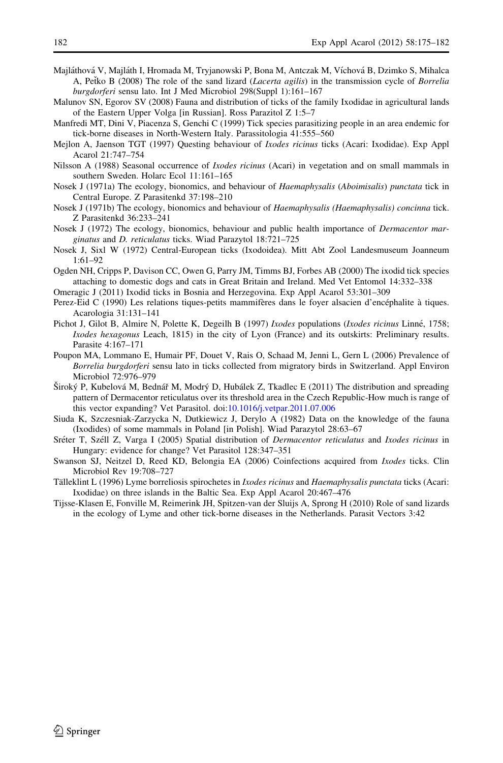Majláthová V, Majláth I, Hromada M, Tryjanowski P, Bona M, Antczak M, Víchová B, Dzimko S, Mihalca A, Peťko B (2008) The role of the sand lizard (*Lacerta agilis*) in the transmission cycle of *Borrelia burgdorferi* sensu lato. Int J Med Microbiol 298(Suppl 1):161–167

Malunov SN, Egorov SV (2008) Fauna and distribution of ticks of the family Ixodidae in agricultural lands of the Eastern Upper Volga [in Russian]. Ross Parazitol Z 1:5–7

Manfredi MT, Dini V, Piacenza S, Genchi C (1999) Tick species parasitizing people in an area endemic for tick-borne diseases in North-Western Italy. Parassitologia 41:555–560

Mejlon A, Jaenson TGT (1997) Questing behaviour of *Ixodes ricinus* ticks (Acari: Ixodidae). Exp Appl Acarol 21:747–754

Nilsson A (1988) Seasonal occurrence of *Ixodes ricinus* (Acari) in vegetation and on small mammals in southern Sweden. Holarc Ecol 11:161–165

Nosek J (1971a) The ecology, bionomics, and behaviour of *Haemaphysalis* (*Aboimisalis*) *punctata* tick in Central Europe. Z Parasitenkd 37:198–210

Nosek J (1971b) The ecology, bionomics and behaviour of *Haemaphysalis (Haemaphysalis) concinna* tick. Z Parasitenkd 36:233–241

Nosek J (1972) The ecology, bionomics, behaviour and public health importance of *Dermacentor marginatus* and *D. reticulatus* ticks. Wiad Parazytol 18:721–725

Nosek J, Sixl W (1972) Central-European ticks (Ixodoidea). Mitt Abt Zool Landesmuseum Joanneum 1:61–92

Ogden NH, Cripps P, Davison CC, Owen G, Parry JM, Timms BJ, Forbes AB (2000) The ixodid tick species attaching to domestic dogs and cats in Great Britain and Ireland. Med Vet Entomol 14:332–338

Omeragic J (2011) Ixodid ticks in Bosnia and Herzegovina. Exp Appl Acarol 53:301–309

Perez-Eid C (1990) Les relations tiques-petits mammifères dans le foyer alsacien d'encéphalite à tiques. Acarologia 31:131–141

Pichot J, Gilot B, Almire N, Polette K, Degeilh B (1997) *Ixodes* populations (*Ixodes ricinus* Linné, 1758; *Ixodes hexagonus* Leach, 1815) in the city of Lyon (France) and its outskirts: Preliminary results. Parasite 4:167–171

Poupon MA, Lommano E, Humair PF, Douet V, Rais O, Schaad M, Jenni L, Gern L (2006) Prevalence of *Borrelia burgdorferi* sensu lato in ticks collected from migratory birds in Switzerland. Appl Environ Microbiol 72:976–979

Široký P, Kubelová M, Bednář M, Modrý D, Hubálek Z, Tkadlec E (2011) The distribution and spreading pattern of Dermacentor reticulatus over its threshold area in the Czech Republic-How much is range of this vector expanding? Vet Parasitol. doi:10.1016/j.vetpar.2011.07.006

Siuda K, Szczesniak-Zarzycka N, Dutkiewicz J, Derylo A (1982) Data on the knowledge of the fauna (Ixodides) of some mammals in Poland [in Polish]. Wiad Parazytol 28:63–67

Sréter T, Széll Z, Varga I (2005) Spatial distribution of *Dermacentor reticulatus* and *Ixodes ricinus* in Hungary: evidence for change? Vet Parasitol 128:347–351

Swanson SJ, Neitzel D, Reed KD, Belongia EA (2006) Coinfections acquired from *Ixodes* ticks. Clin Microbiol Rev 19:708–727

Tälleklint L (1996) Lyme borreliosis spirochetes in *Ixodes ricinus* and *Haemaphysalis punctata* ticks (Acari: Ixodidae) on three islands in the Baltic Sea. Exp Appl Acarol 20:467–476

Tijsse-Klasen E, Fonville M, Reimerink JH, Spitzen-van der Sluijs A, Sprong H (2010) Role of sand lizards in the ecology of Lyme and other tick-borne diseases in the Netherlands. Parasit Vectors 3:42